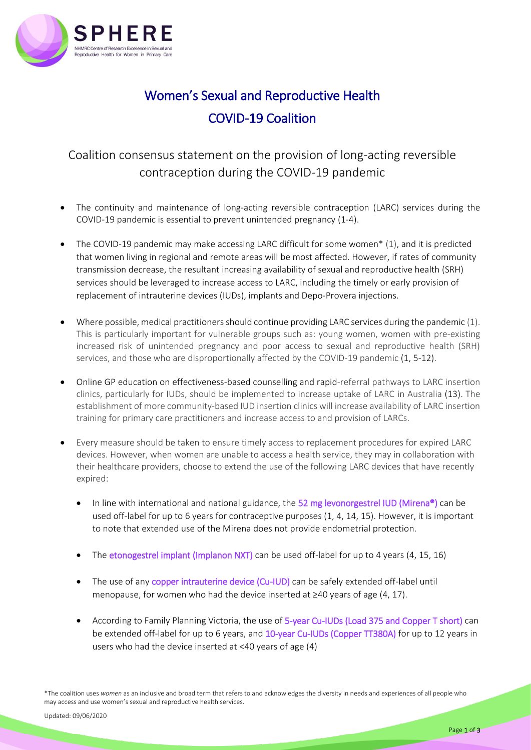# Women's Sexual and Reproductive Health COVID-19 Coalition

## Coalition consensus statement on the provision of long-acting reversible contraception during the COVID-19 pandemic

- The continuity and maintenance of long-acting reversible contraception (LARC) services during the COVID-19 pandemic is essential to prevent unintended pregnancy (1-4).
- The COVID-19 pandemic may make accessing LARC difficult for some women* (1), and it is predicted that women living in regional and remote areas will be most affected. However, if rates of community transmission decrease, the resultant increasing availability of sexual and reproductive health (SRH) services should be leveraged to increase access to LARC, including the timely or early provision of replacement of intrauterine devices (IUDs), implants and Depo-Provera injections.
- Where possible, medical practitioners should continue providing LARC services during the pandemic (1). This is particularly important for vulnerable groups such as: young women, women with pre-existing increased risk of unintended pregnancy and poor access to sexual and reproductive health (SRH) services, and those who are disproportionally affected by the COVID-19 pandemic (1, 5-12).
- Online GP education on effectiveness-based counselling and rapid-referral pathways to LARC insertion clinics, particularly for IUDs, should be implemented to increase uptake of LARC in Australia (13). The establishment of more community-based IUD insertion clinics will increase availability of LARC insertion training for primary care practitioners and increase access to and provision of LARCs.
- Every measure should be taken to ensure timely access to replacement procedures for expired LARC devices. However, when women are unable to access a health service, they may in collaboration with their healthcare providers, choose to extend the use of the following LARC devices that have recently expired:
  - In line with international and national guidance, the 52 mg levonorgestrel IUD (Mirena®) can be used off-label for up to 6 years for contraceptive purposes (1, 4, 14, 15). However, it is important to note that extended use of the Mirena does not provide endometrial protection.
  - The etonogestrel implant (Implanon NXT) can be used off-label for up to 4 years (4, 15, 16)
  - The use of any copper intrauterine device (Cu-IUD) can be safely extended off-label until menopause, for women who had the device inserted at ≥40 years of age (4, 17).
  - According to Family Planning Victoria, the use of 5-year Cu-IUDs (Load 375 and Copper T short) can be extended off-label for up to 6 years, and 10-year Cu-IUDs (Copper TT380A) for up to 12 years in users who had the device inserted at <40 years of age (4)

*The coalition uses *women* as an inclusive and broad term that refers to and acknowledges the diversity in needs and experiences of all people who may access and use women's sexual and reproductive health services.

Updated: 09/06/2020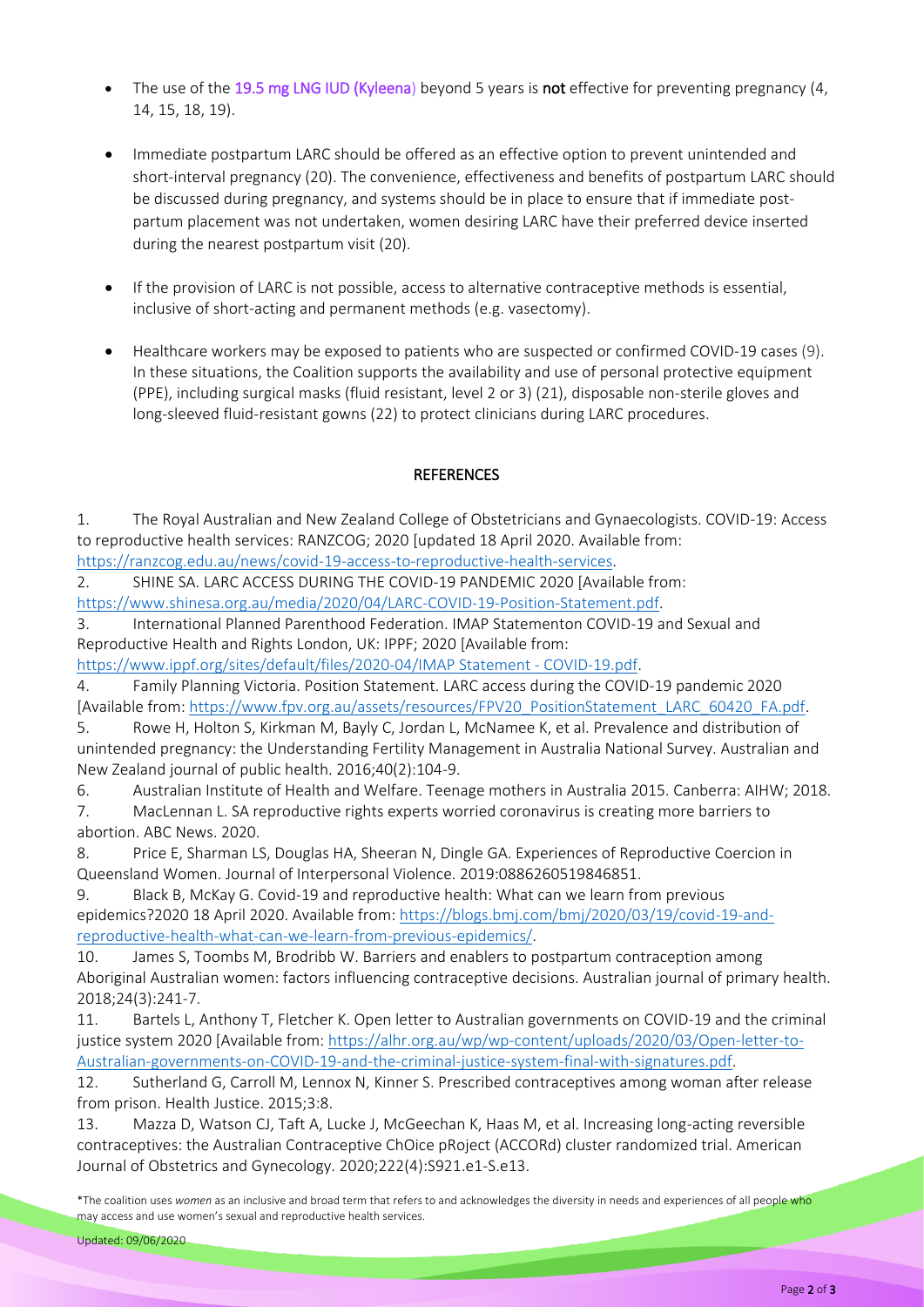- The use of the 19.5 mg LNG IUD (Kyleena) beyond 5 years is **not** effective for preventing pregnancy (4, 14, 15, 18, 19).

- Immediate postpartum LARC should be offered as an effective option to prevent unintended and short-interval pregnancy (20). The convenience, effectiveness and benefits of postpartum LARC should be discussed during pregnancy, and systems should be in place to ensure that if immediate post-partum placement was not undertaken, women desiring LARC have their preferred device inserted during the nearest postpartum visit (20).

- If the provision of LARC is not possible, access to alternative contraceptive methods is essential, inclusive of short-acting and permanent methods (e.g. vasectomy).

- Healthcare workers may be exposed to patients who are suspected or confirmed COVID-19 cases (9). In these situations, the Coalition supports the availability and use of personal protective equipment (PPE), including surgical masks (fluid resistant, level 2 or 3) (21), disposable non-sterile gloves and long-sleeved fluid-resistant gowns (22) to protect clinicians during LARC procedures.

## REFERENCES

1. The Royal Australian and New Zealand College of Obstetricians and Gynaecologists. COVID-19: Access to reproductive health services: RANZCOG; 2020 [updated 18 April 2020. Available from: https://ranzcog.edu.au/news/covid-19-access-to-reproductive-health-services.
2. SHINE SA. LARC ACCESS DURING THE COVID-19 PANDEMIC 2020 [Available from: https://www.shinesa.org.au/media/2020/04/LARC-COVID-19-Position-Statement.pdf.
3. International Planned Parenthood Federation. IMAP Statementon COVID-19 and Sexual and Reproductive Health and Rights London, UK: IPPF; 2020 [Available from: https://www.ippf.org/sites/default/files/2020-04/IMAP Statement - COVID-19.pdf.
4. Family Planning Victoria. Position Statement. LARC access during the COVID-19 pandemic 2020 [Available from: https://www.fpv.org.au/assets/resources/FPV20_PositionStatement_LARC_60420_FA.pdf.
5. Rowe H, Holton S, Kirkman M, Bayly C, Jordan L, McNamee K, et al. Prevalence and distribution of unintended pregnancy: the Understanding Fertility Management in Australia National Survey. Australian and New Zealand journal of public health. 2016;40(2):104-9.
6. Australian Institute of Health and Welfare. Teenage mothers in Australia 2015. Canberra: AIHW; 2018.
7. MacLennan L. SA reproductive rights experts worried coronavirus is creating more barriers to abortion. ABC News. 2020.
8. Price E, Sharman LS, Douglas HA, Sheeran N, Dingle GA. Experiences of Reproductive Coercion in Queensland Women. Journal of Interpersonal Violence. 2019:0886260519846851.
9. Black B, McKay G. Covid-19 and reproductive health: What can we learn from previous epidemics?2020 18 April 2020. Available from: https://blogs.bmj.com/bmj/2020/03/19/covid-19-and-reproductive-health-what-can-we-learn-from-previous-epidemics/.
10. James S, Toombs M, Brodribb W. Barriers and enablers to postpartum contraception among Aboriginal Australian women: factors influencing contraceptive decisions. Australian journal of primary health. 2018;24(3):241-7.
11. Bartels L, Anthony T, Fletcher K. Open letter to Australian governments on COVID-19 and the criminal justice system 2020 [Available from: https://alhr.org.au/wp/wp-content/uploads/2020/03/Open-letter-to-Australian-governments-on-COVID-19-and-the-criminal-justice-system-final-with-signatures.pdf.
12. Sutherland G, Carroll M, Lennox N, Kinner S. Prescribed contraceptives among woman after release from prison. Health Justice. 2015;3:8.
13. Mazza D, Watson CJ, Taft A, Lucke J, McGeechan K, Haas M, et al. Increasing long-acting reversible contraceptives: the Australian Contraceptive ChOice pRoject (ACCORd) cluster randomized trial. American Journal of Obstetrics and Gynecology. 2020;222(4):S921.e1-S.e13.

*The coalition uses *women* as an inclusive and broad term that refers to and acknowledges the diversity in needs and experiences of all people who may access and use women's sexual and reproductive health services.

Updated: 09/06/2020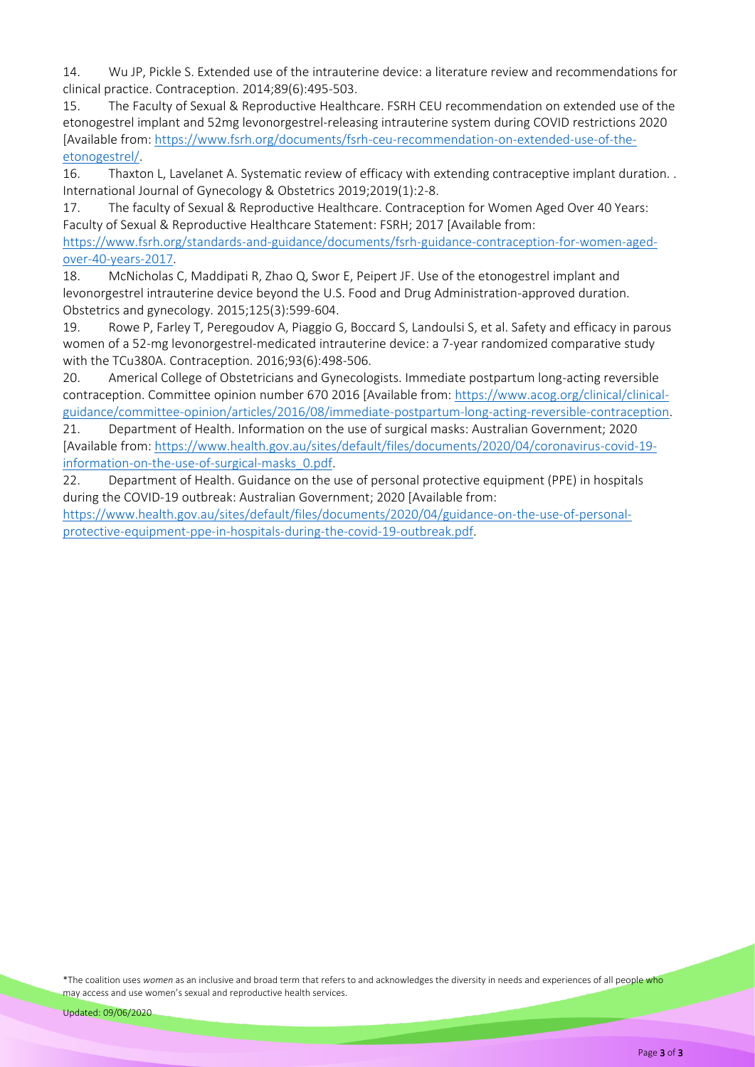14. Wu JP, Pickle S. Extended use of the intrauterine device: a literature review and recommendations for clinical practice. Contraception. 2014;89(6):495-503.

15. The Faculty of Sexual & Reproductive Healthcare. FSRH CEU recommendation on extended use of the etonogestrel implant and 52mg levonorgestrel-releasing intrauterine system during COVID restrictions 2020 [Available from: https://www.fsrh.org/documents/fsrh-ceu-recommendation-on-extended-use-of-the-etonogestrel/.

16. Thaxton L, Lavelanet A. Systematic review of efficacy with extending contraceptive implant duration. . International Journal of Gynecology & Obstetrics 2019;2019(1):2-8.

17. The faculty of Sexual & Reproductive Healthcare. Contraception for Women Aged Over 40 Years: Faculty of Sexual & Reproductive Healthcare Statement: FSRH; 2017 [Available from: https://www.fsrh.org/standards-and-guidance/documents/fsrh-guidance-contraception-for-women-aged-over-40-years-2017.

18. McNicholas C, Maddipati R, Zhao Q, Swor E, Peipert JF. Use of the etonogestrel implant and levonorgestrel intrauterine device beyond the U.S. Food and Drug Administration-approved duration. Obstetrics and gynecology. 2015;125(3):599-604.

19. Rowe P, Farley T, Peregoudov A, Piaggio G, Boccard S, Landoulsi S, et al. Safety and efficacy in parous women of a 52-mg levonorgestrel-medicated intrauterine device: a 7-year randomized comparative study with the TCu380A. Contraception. 2016;93(6):498-506.

20. Americal College of Obstetricians and Gynecologists. Immediate postpartum long-acting reversible contraception. Committee opinion number 670 2016 [Available from: https://www.acog.org/clinical/clinical-guidance/committee-opinion/articles/2016/08/immediate-postpartum-long-acting-reversible-contraception.

21. Department of Health. Information on the use of surgical masks: Australian Government; 2020 [Available from: https://www.health.gov.au/sites/default/files/documents/2020/04/coronavirus-covid-19-information-on-the-use-of-surgical-masks_0.pdf.

22. Department of Health. Guidance on the use of personal protective equipment (PPE) in hospitals during the COVID-19 outbreak: Australian Government; 2020 [Available from: https://www.health.gov.au/sites/default/files/documents/2020/04/guidance-on-the-use-of-personal-protective-equipment-ppe-in-hospitals-during-the-covid-19-outbreak.pdf.

*The coalition uses *women* as an inclusive and broad term that refers to and acknowledges the diversity in needs and experiences of all people who may access and use women's sexual and reproductive health services.

Updated: 09/06/2020